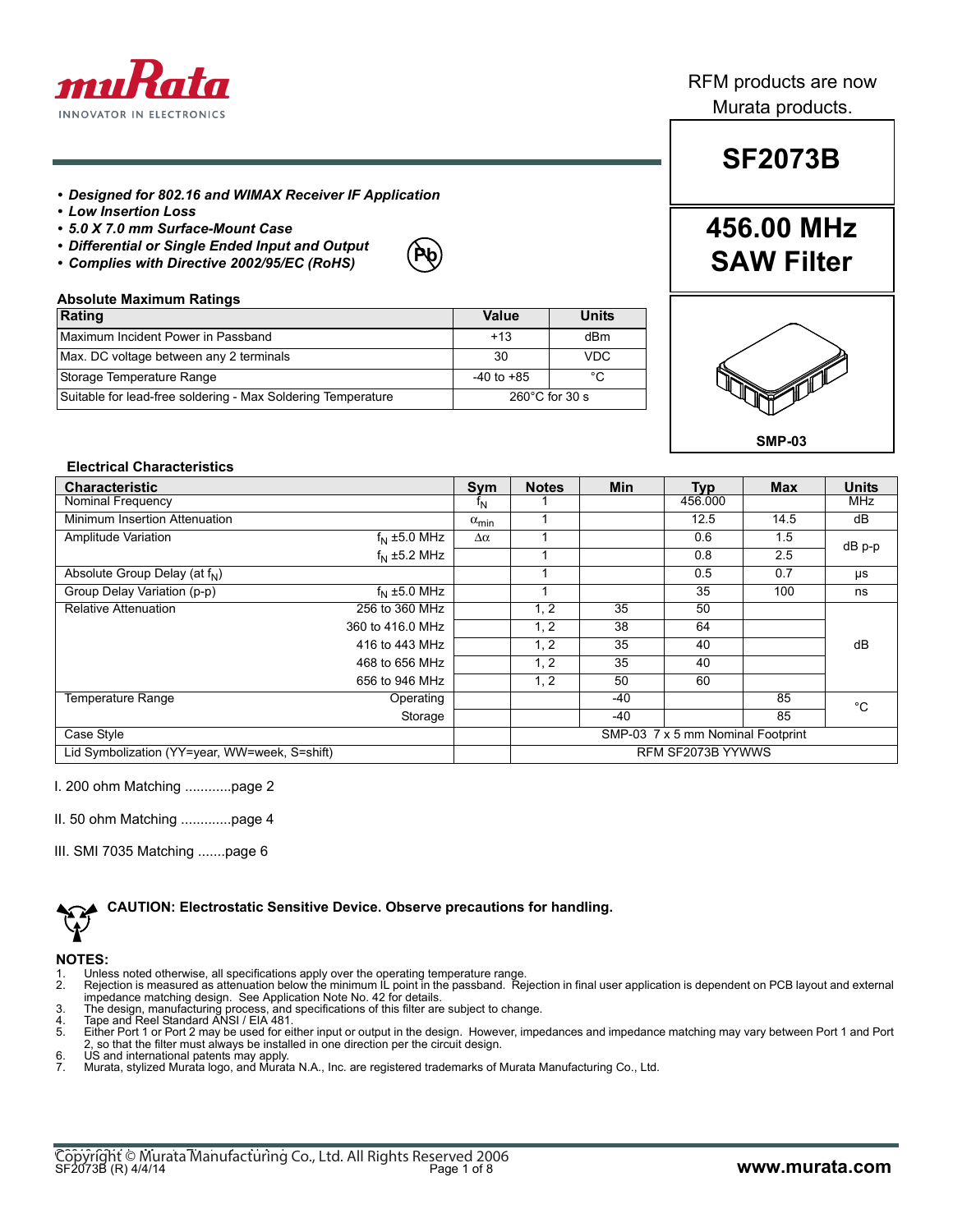RFM products are now Murata products.

# SF2073B

## 456.00 MHz SAW Filter

SMP-03

- ***Designed for 802.16 and WIMAX Receiver IF Application***
- ***Low Insertion Loss***
- ***5.0 X 7.0 mm Surface-Mount Case***
- ***Differential or Single Ended Input and Output***
- ***Complies with Directive 2002/95/EC (RoHS)***

### Absolute Maximum Ratings

| Rating | Value | Units |
|---|---|---|
| Maximum Incident Power in Passband | +13 | dBm |
| Max. DC voltage between any 2 terminals | 30 | VDC |
| Storage Temperature Range | -40 to +85 | °C |
| Suitable for lead-free soldering - Max Soldering Temperature | 260°C for 30 s | |

### Electrical Characteristics

| Characteristic | | Sym | Notes | Min | Typ | Max | Units |
|---|---|---|---|---|---|---|---|
| Nominal Frequency | | $f_N$ | 1 | | 456.000 | | MHz |
| Minimum Insertion Attenuation | | $\alpha_{min}$ | 1 | | 12.5 | 14.5 | dB |
| Amplitude Variation | $f_N$ ±5.0 MHz | $\Delta\alpha$ | 1 | | 0.6 | 1.5 | dB p-p |
| | $f_N$ ±5.2 MHz | | 1 | | 0.8 | 2.5 | |
| Absolute Group Delay (at $f_N$) | | | 1 | | 0.5 | 0.7 | µs |
| Group Delay Variation (p-p) | $f_N$ ±5.0 MHz | | 1 | | 35 | 100 | ns |
| Relative Attenuation | 256 to 360 MHz | | 1, 2 | 35 | 50 | | dB |
| | 360 to 416.0 MHz | | 1, 2 | 38 | 64 | | |
| | 416 to 443 MHz | | 1, 2 | 35 | 40 | | |
| | 468 to 656 MHz | | 1, 2 | 35 | 40 | | |
| | 656 to 946 MHz | | 1, 2 | 50 | 60 | | |
| Temperature Range | Operating | | | -40 | | 85 | °C |
| | Storage | | | -40 | | 85 | |
| Case Style | | | SMP-03 7 x 5 mm Nominal Footprint | | | | |
| Lid Symbolization (YY=year, WW=week, S=shift) | | | RFM SF2073B YYWWS | | | | |

I. 200 ohm Matching ............page 2

II. 50 ohm Matching .............page 4

III. SMI 7035 Matching .......page 6

**CAUTION: Electrostatic Sensitive Device. Observe precautions for handling.**

**NOTES:**

1. Unless noted otherwise, all specifications apply over the operating temperature range.
2. Rejection is measured as attenuation below the minimum IL point in the passband. Rejection in final user application is dependent on PCB layout and external impedance matching design. See Application Note No. 42 for details.
3. The design, manufacturing process, and specifications of this filter are subject to change.
4. Tape and Reel Standard ANSI / EIA 481.
5. Either Port 1 or Port 2 may be used for either input or output in the design. However, impedances and impedance matching may vary between Port 1 and Port 2, so that the filter must always be installed in one direction per the circuit design.
6. US and international patents may apply.
7. Murata, stylized Murata logo, and Murata N.A., Inc. are registered trademarks of Murata Manufacturing Co., Ltd.

Copyright © Murata Manufacturing Co., Ltd. All Rights Reserved 2006
SF2073B (R) 4/4/14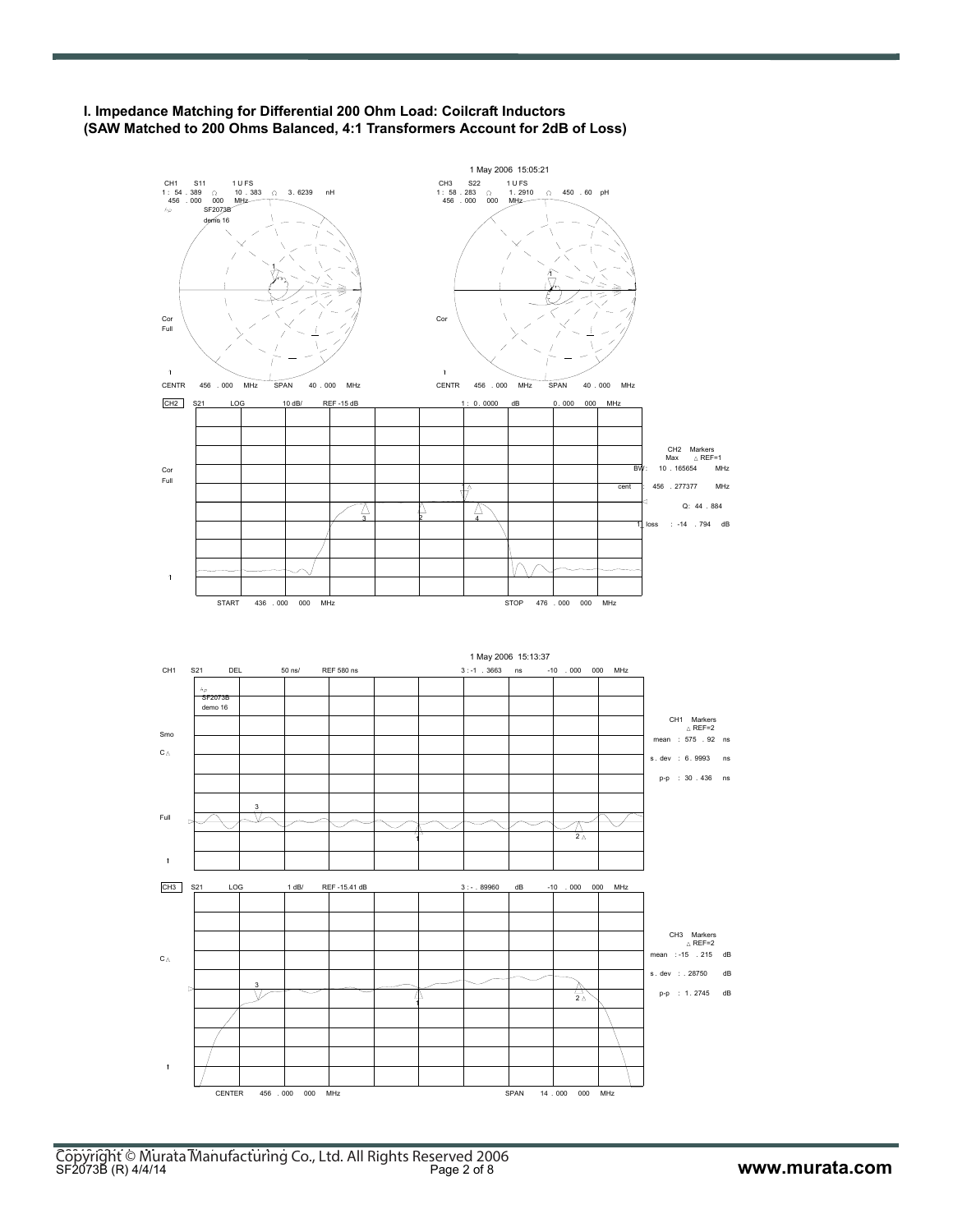**I. Impedance Matching for Differential 200 Ohm Load: Coilcraft Inductors (SAW Matched to 200 Ohms Balanced, 4:1 Transformers Account for 2dB of Loss)**

1 May 2006 15:05:21

CH1 S11 1 U FS
1: 54 . 389 Ω 10 . 383 Ω 3 . 6239 nH
456 . 000 000 MHz

SF2073B
demo 16

CH3 S22 1 U FS
1: 58 . 283 Ω 1. 2910 Ω 450 . 60 pH
456 . 000 000 MHz

Cor
Full

CENTR 456 . 000 MHz SPAN 40 . 000 MHz

CENTR 456 . 000 MHz SPAN 40 . 000 MHz

CH2 S21 LOG 10 dB/ REF -15 dB 1: 0 . 0000 dB 0 . 000 000 MHz

CH2 Markers
Max △ REF=1
BW: 10 . 165654 MHz
cent: 456 . 277377 MHz
Q: 44 . 884
loss: -14 . 794 dB

START 436 . 000 000 MHz STOP 476 . 000 000 MHz

1 May 2006 15:13:37

CH1 S21 DEL 50 ns/ REF 580 ns 3 : -1 . 3663 ns -10 . 000 000 MHz

SF2073B
demo 16

CH1 Markers
△ REF=2
mean : 575 . 92 ns
s . dev : 6 . 9993 ns
p-p : 30 . 436 ns

CH3 S21 LOG 1 dB/ REF -15.41 dB 3 : - . 89960 dB -10 . 000 000 MHz

CH3 Markers
△ REF=2
mean : -15 . 215 dB
s . dev : . 28750 dB
p-p : 1 . 2745 dB

CENTER 456 . 000 000 MHz SPAN 14 . 000 000 MHz

Copyright © Murata Manufacturing Co., Ltd. All Rights Reserved 2006
SF2073B (R) 4/4/14

www.murata.com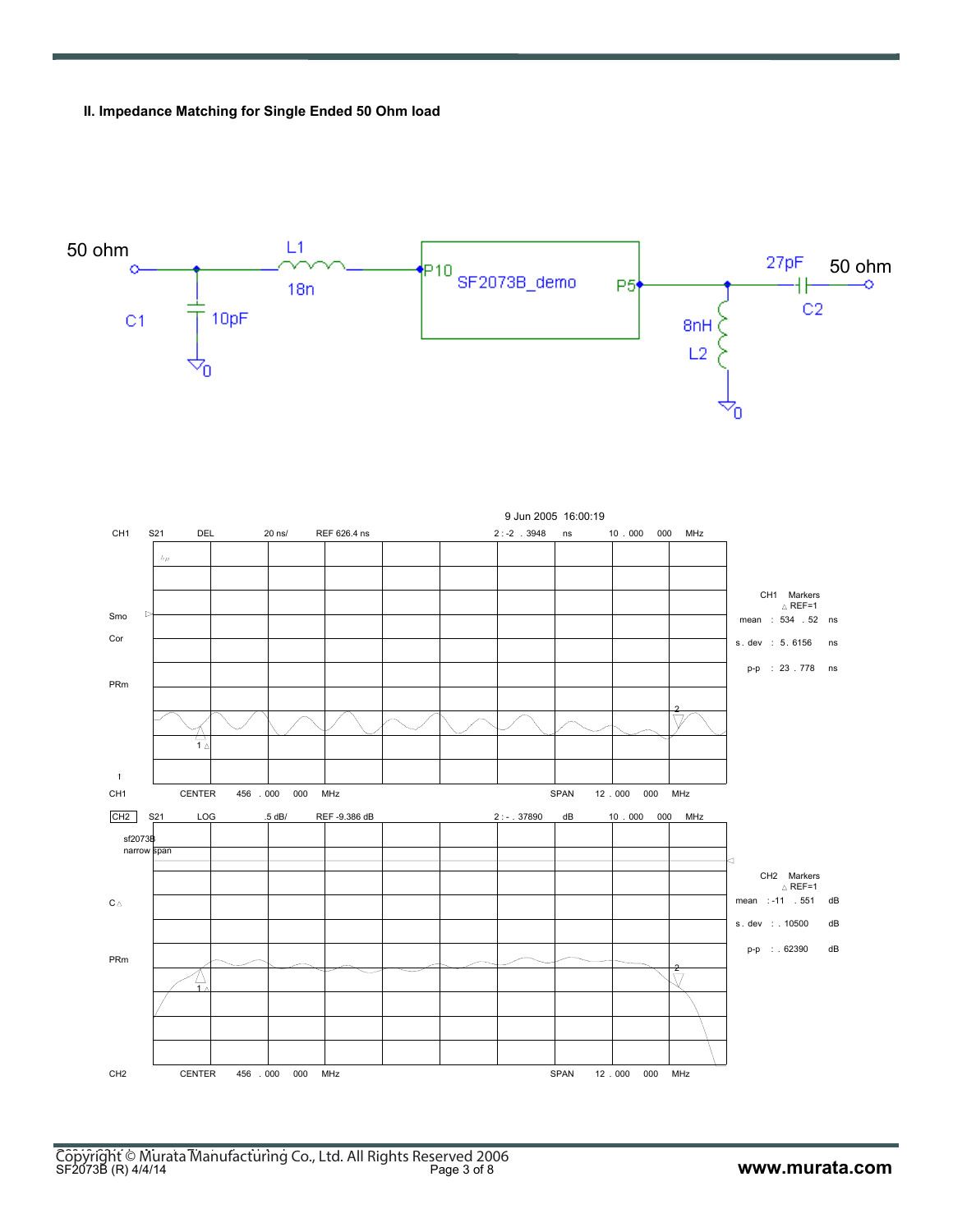## II. Impedance Matching for Single Ended 50 Ohm load

50 ohm — C1 10pF — L1 18n — P10 SF2073B_demo P5 — L2 8nH — C2 27pF — 50 ohm

9 Jun 2005 16:00:19

CH1 S21 DEL 20 ns/ REF 626.4 ns 2 : -2 . 3948 ns 10 . 000 000 MHz

CH1 Markers
△ REF=1
mean : 534 . 52 ns
s. dev : 5. 6156 ns
p-p : 23 . 778 ns

CH1 CENTER 456 . 000 000 MHz SPAN 12 . 000 000 MHz

CH2 S21 LOG .5 dB/ REF -9.386 dB 2 : - . 37890 dB 10 . 000 000 MHz

sf2073B
narrow span

CH2 Markers
△ REF=1
mean : -11 . 551 dB
s. dev : . 10500 dB
p-p : . 62390 dB

CH2 CENTER 456 . 000 000 MHz SPAN 12 . 000 000 MHz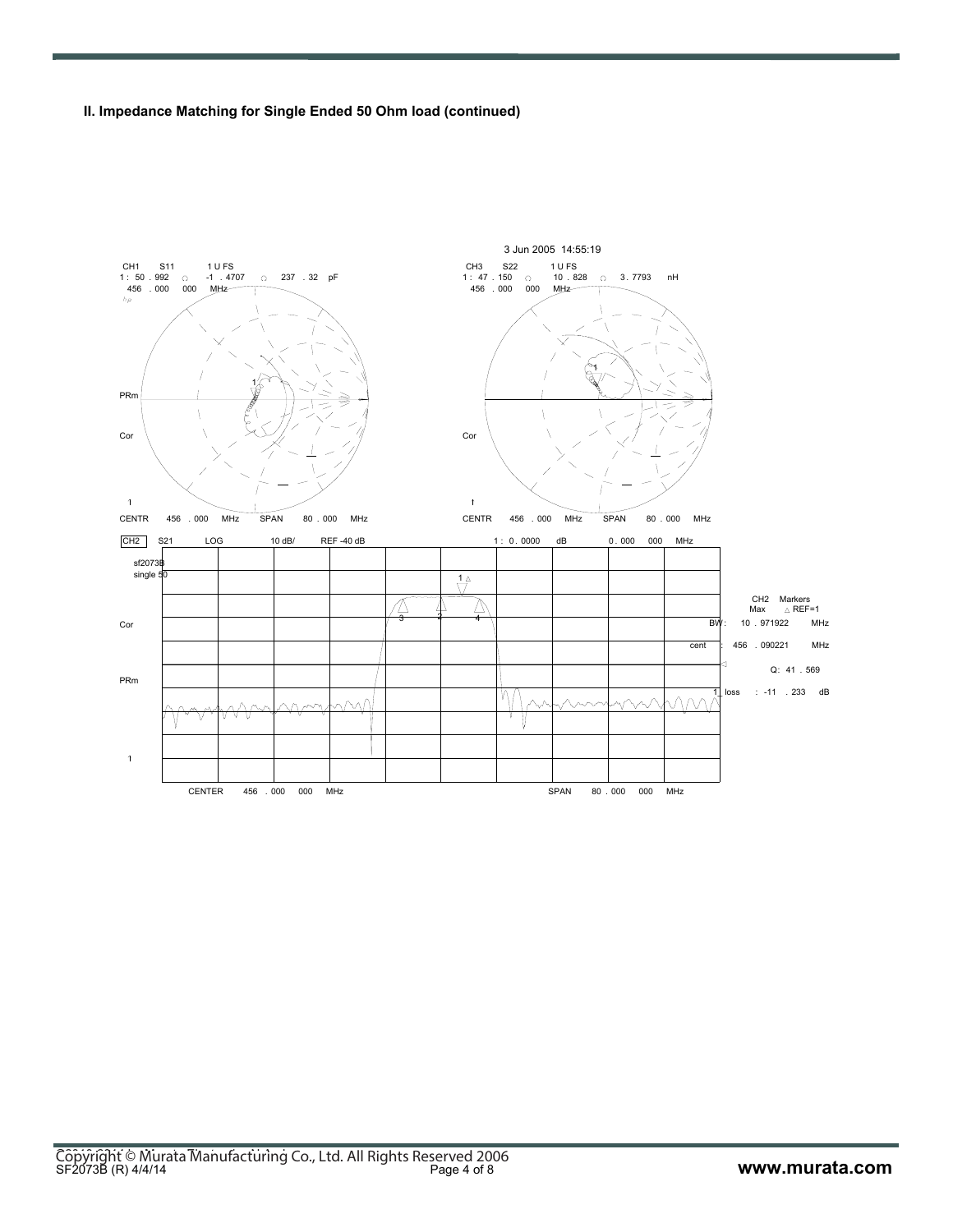## II. Impedance Matching for Single Ended 50 Ohm load (continued)

3 Jun 2005 14:55:19

CH1 S11 1 U FS
1 : 50 . 992 Ω -1 . 4707 Ω 237 . 32 pF
456 . 000 000 MHz

PRm

Cor

1

CENTR 456 . 000 MHz SPAN 80 . 000 MHz

CH3 S22 1 U FS
1 : 47 . 150 Ω 10 . 828 Ω 3 . 7793 nH
456 . 000 000 MHz

Cor

1

CENTR 456 . 000 MHz SPAN 80 . 000 MHz

CH2 S21 LOG 10 dB/ REF -40 dB 1 : 0 . 0000 dB 0 . 000 000 MHz

sf2073B
single 50

Cor

PRm

1

CENTER 456 . 000 000 MHz SPAN 80 . 000 000 MHz

CH2 Markers
Max △ REF=1

BW : 10 . 971922 MHz
cent : 456 . 090221 MHz
Q : 41 . 569
1_loss : -11 . 233 dB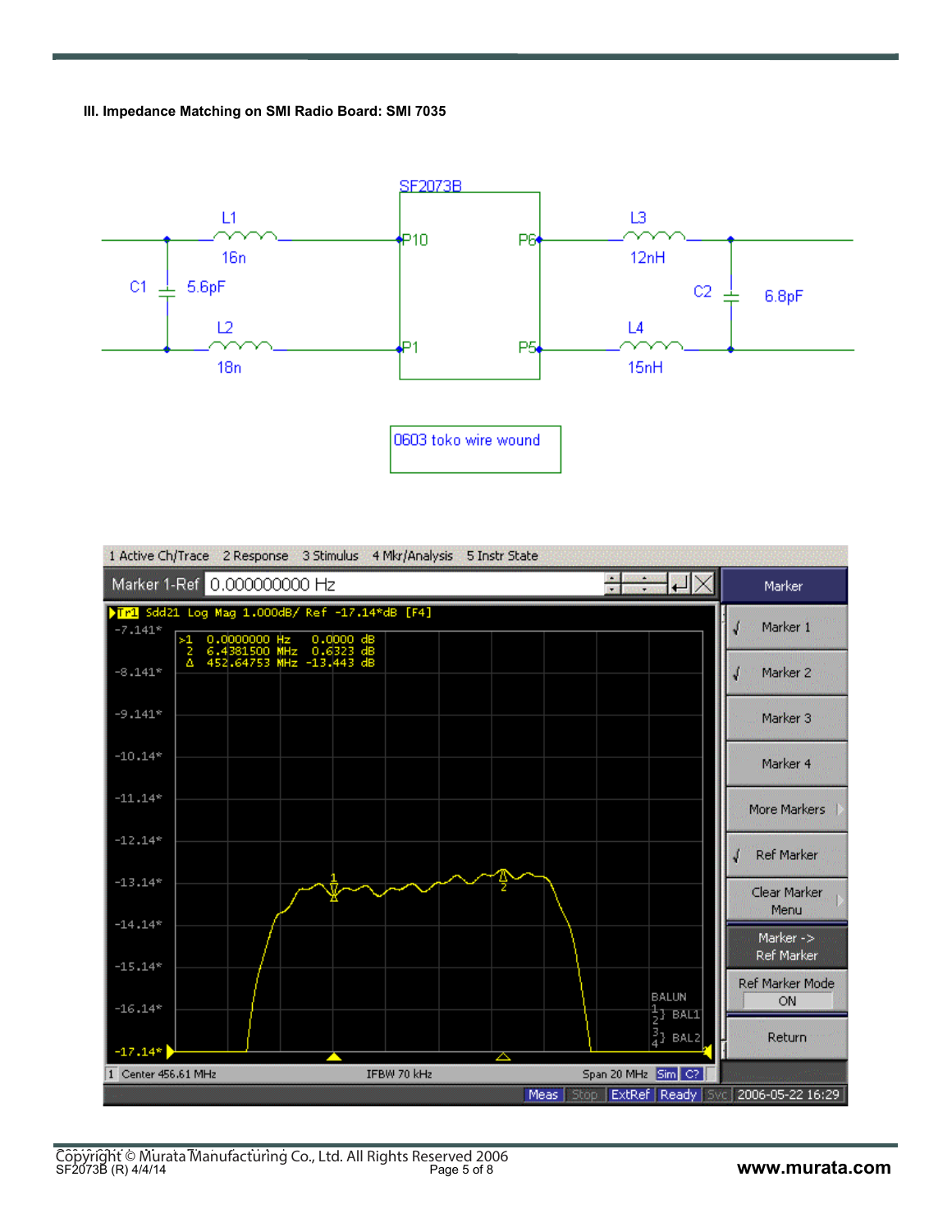### III. Impedance Matching on SMI Radio Board: SMI 7035

SF2073B

| Component | Value |
|---|---|
| L1 | 16n |
| L2 | 18n |
| C1 | 5.6pF |
| L3 | 12nH |
| L4 | 15nH |
| C2 | 6.8pF |

0603 toko wire wound

| Marker | Frequency | Value |
|---|---|---|
| >1 | 0.0000000 Hz | 0.0000 dB |
| 2 | 6.4381500 MHz | 0.6323 dB |
| Δ | 452.64753 MHz | -13.443 dB |

Sdd21 Log Mag 1.000dB/ Ref -17.14*dB [F4]

Center 456.61 MHz IFBW 70 kHz Span 20 MHz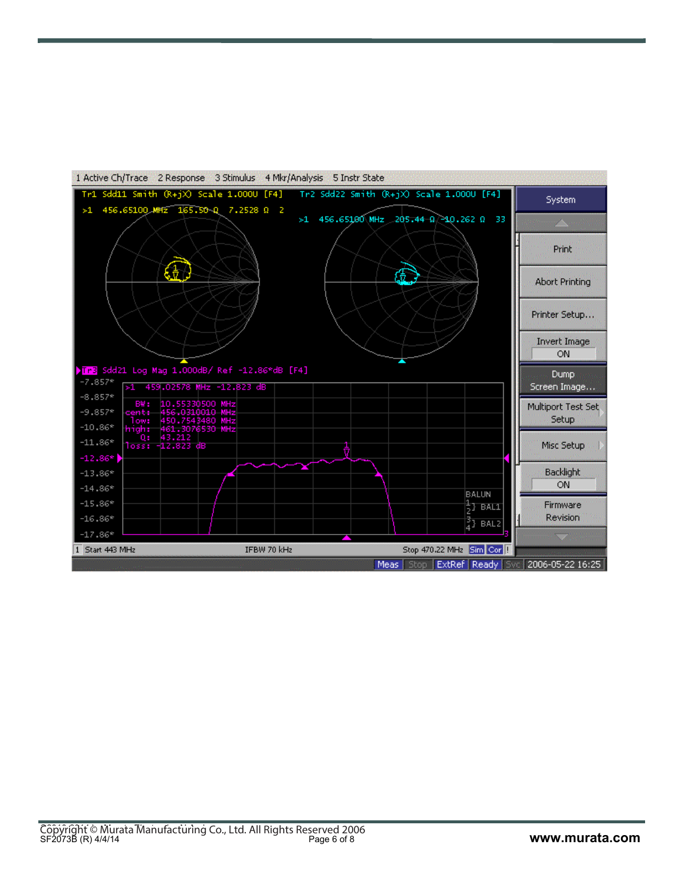1 Active Ch/Trace 2 Response 3 Stimulus 4 Mkr/Analysis 5 Instr State

Tr1 Sdd11 Smith (R+jX) Scale 1.000U [F4]

>1 456.65100 MHz 165.50 Ω 7.2528 Ω 2

Tr2 Sdd22 Smith (R+jX) Scale 1.000U [F4]

>1 456.65100 MHz 205.44 Ω -10.262 Ω 33

Tr3 Sdd21 Log Mag 1.000dB/ Ref -12.86*dB [F4]

>1 459.02578 MHz -12.823 dB

BW: 10.55330500 MHz
cent: 456.0310010 MHz
low: 450.7543480 MHz
high: 461.3076530 MHz
Q: 43.212
loss: -12.823 dB

-7.857*
-8.857*
-9.857*
-10.86*
-11.86*
-12.86*
-13.86*
-14.86*
-15.86*
-16.86*
-17.86*

BALUN
1 2 } BAL1
3 4 } BAL2

1 Start 443 MHz IFBW 70 kHz Stop 470.22 MHz Sim Cor !

System
Print
Abort Printing
Printer Setup...
Invert Image ON
Dump Screen Image...
Multiport Test Set Setup
Misc Setup
Backlight ON
Firmware Revision

Meas Stop ExtRef Ready Svc 2006-05-22 16:25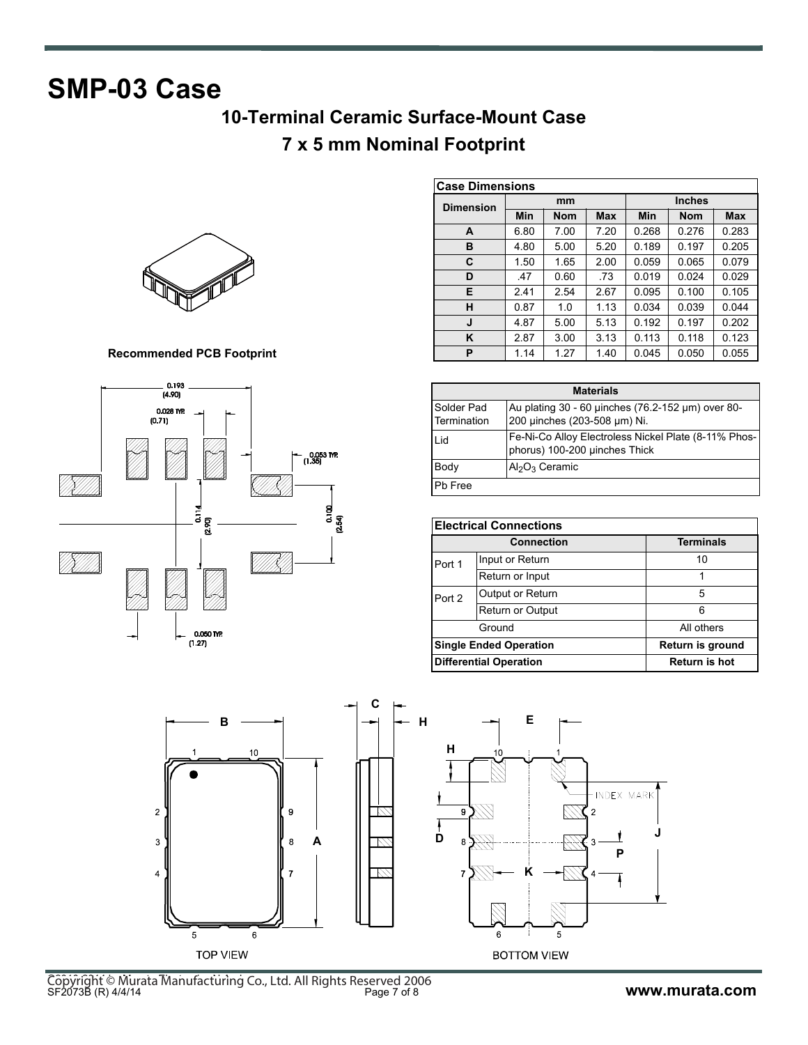# SMP-03 Case

## 10-Terminal Ceramic Surface-Mount Case

## 7 x 5 mm Nominal Footprint

| Case Dimensions | | | | | | |
|---|---|---|---|---|---|---|
| Dimension | mm | | | Inches | | |
| | Min | Nom | Max | Min | Nom | Max |
| A | 6.80 | 7.00 | 7.20 | 0.268 | 0.276 | 0.283 |
| B | 4.80 | 5.00 | 5.20 | 0.189 | 0.197 | 0.205 |
| C | 1.50 | 1.65 | 2.00 | 0.059 | 0.065 | 0.079 |
| D | .47 | 0.60 | .73 | 0.019 | 0.024 | 0.029 |
| E | 2.41 | 2.54 | 2.67 | 0.095 | 0.100 | 0.105 |
| H | 0.87 | 1.0 | 1.13 | 0.034 | 0.039 | 0.044 |
| J | 4.87 | 5.00 | 5.13 | 0.192 | 0.197 | 0.202 |
| K | 2.87 | 3.00 | 3.13 | 0.113 | 0.118 | 0.123 |
| P | 1.14 | 1.27 | 1.40 | 0.045 | 0.050 | 0.055 |

**Recommended PCB Footprint**

0.193 (4.90)

0.028 TYP. (0.71)

0.053 TYP. (1.35)

0.114 (2.90)

0.100 (2.54)

0.050 TYP. (1.27)

| Materials | |
|---|---|
| Solder Pad Termination | Au plating 30 - 60 µinches (76.2-152 µm) over 80-200 µinches (203-508 µm) Ni. |
| Lid | Fe-Ni-Co Alloy Electroless Nickel Plate (8-11% Phosphorus) 100-200 µinches Thick |
| Body | $Al_2O_3$ Ceramic |
| Pb Free | |

| Electrical Connections | | |
|---|---|---|
| Connection | | Terminals |
| Port 1 | Input or Return | 10 |
| | Return or Input | 1 |
| Port 2 | Output or Return | 5 |
| | Return or Output | 6 |
| Ground | | All others |
| **Single Ended Operation** | | **Return is ground** |
| **Differential Operation** | | **Return is hot** |

TOP VIEW

BOTTOM VIEW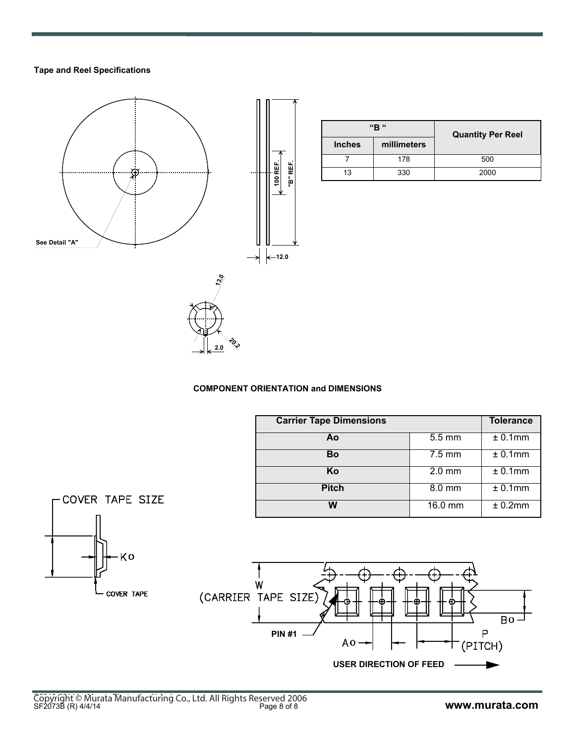**Tape and Reel Specifications**

See Detail "A"

100 REF.

"B" REF.

12.0

13.0

20.2

2.0

| "B " | | Quantity Per Reel |
|---|---|---|
| Inches | millimeters | |
| 7 | 178 | 500 |
| 13 | 330 | 2000 |

**COMPONENT ORIENTATION and DIMENSIONS**

| Carrier Tape Dimensions | | Tolerance |
|---|---|---|
| Ao | 5.5 mm | ± 0.1mm |
| Bo | 7.5 mm | ± 0.1mm |
| Ko | 2.0 mm | ± 0.1mm |
| Pitch | 8.0 mm | ± 0.1mm |
| W | 16.0 mm | ± 0.2mm |

COVER TAPE SIZE

Ko

COVER TAPE

W
(CARRIER TAPE SIZE)

PIN #1

Ao

Bo

P
(PITCH)

USER DIRECTION OF FEED

Copyright © Murata Manufacturing Co., Ltd. All Rights Reserved 2006
SF2073B (R) 4/4/14

www.murata.com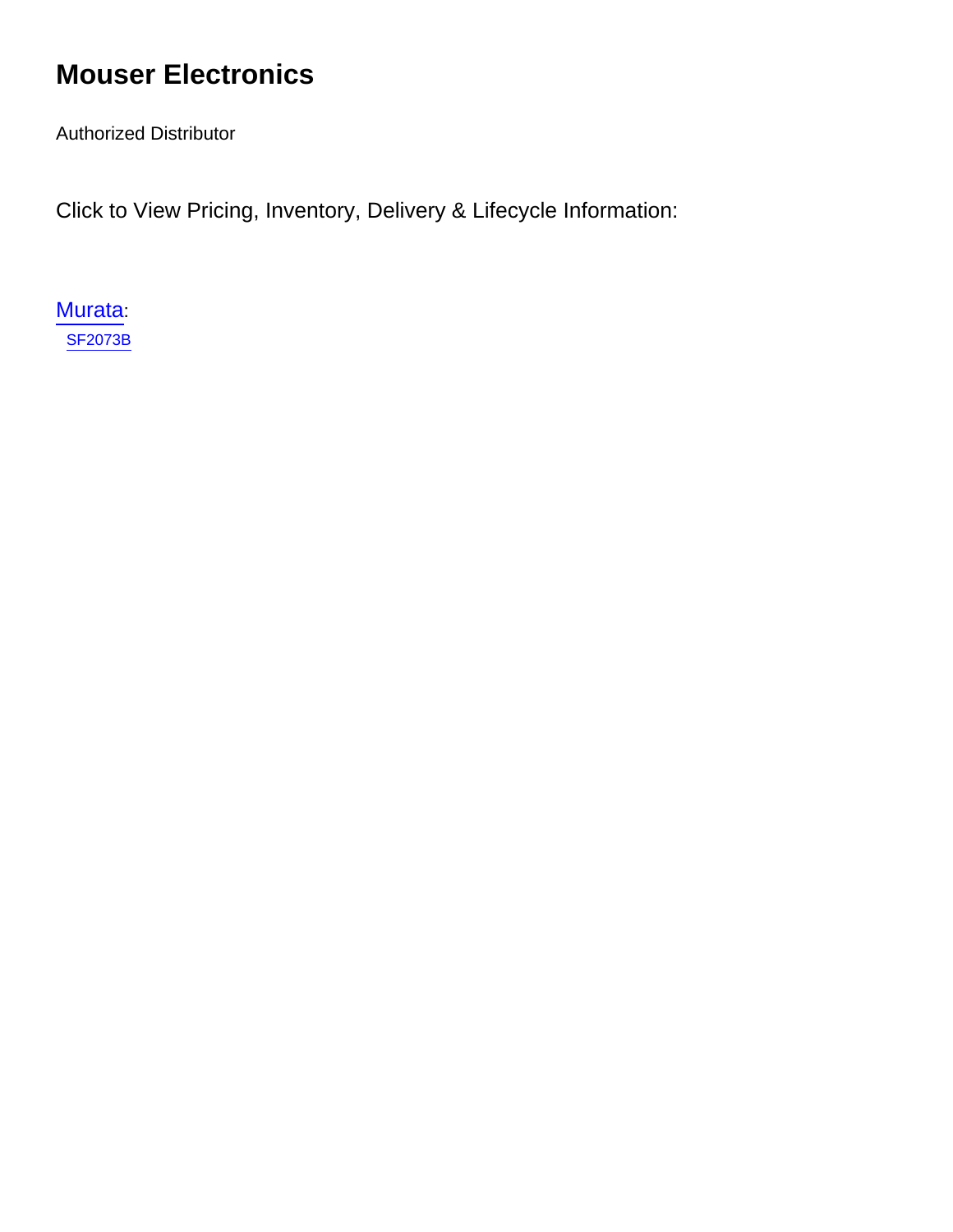# Mouser Electronics

Authorized Distributor

Click to View Pricing, Inventory, Delivery & Lifecycle Information:

Murata:

SF2073B